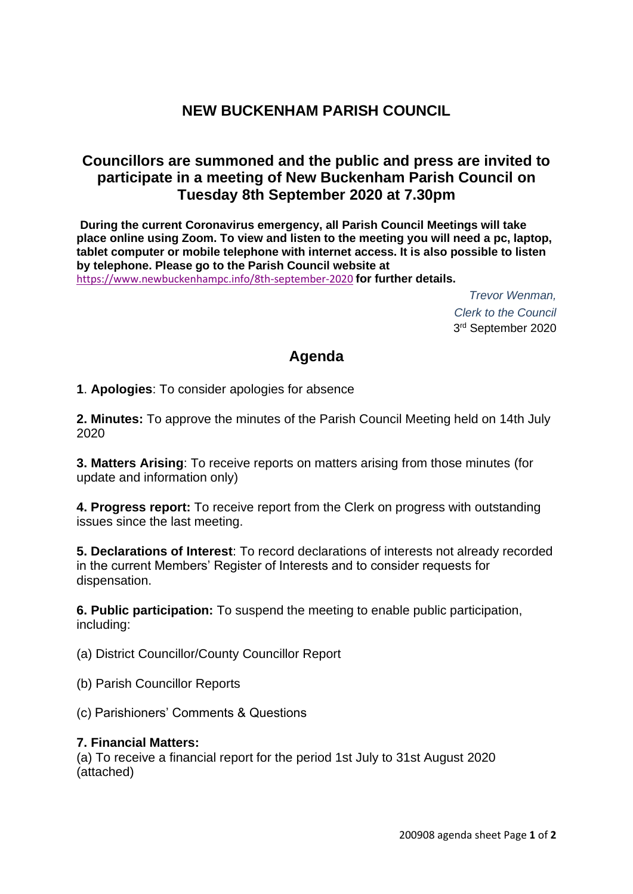# NEW BUCKENHAM PARISH COUNCIL

## Councillors are summoned and the public and press are invited to participate in a meeting of New Buckenham Parish Council on Tuesday 8th September 2020 at 7.30pm

**During the current Coronavirus emergency, all Parish Council Meetings will take place online using Zoom. To view and listen to the meeting you will need a pc, laptop, tablet computer or mobile telephone with internet access. It is also possible to listen by telephone. Please go to the Parish Council website at** https://www.newbuckenhampc.info/8th-september-2020 **for further details.**

*Trevor Wenman,*
*Clerk to the Council*
3rd September 2020

## Agenda

**1**. **Apologies**: To consider apologies for absence

**2. Minutes:** To approve the minutes of the Parish Council Meeting held on 14th July 2020

**3. Matters Arising**: To receive reports on matters arising from those minutes (for update and information only)

**4. Progress report:** To receive report from the Clerk on progress with outstanding issues since the last meeting.

**5. Declarations of Interest**: To record declarations of interests not already recorded in the current Members' Register of Interests and to consider requests for dispensation.

**6. Public participation:** To suspend the meeting to enable public participation, including:

(a) District Councillor/County Councillor Report

(b) Parish Councillor Reports

(c) Parishioners' Comments & Questions

**7. Financial Matters:**

(a) To receive a financial report for the period 1st July to 31st August 2020 (attached)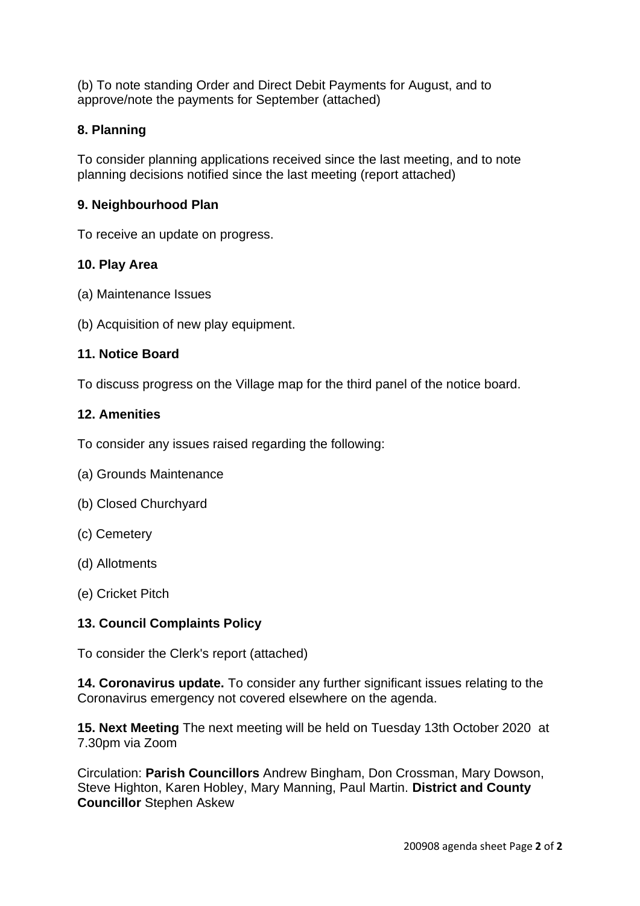(b) To note standing Order and Direct Debit Payments for August, and to approve/note the payments for September (attached)

**8. Planning**

To consider planning applications received since the last meeting, and to note planning decisions notified since the last meeting (report attached)

**9. Neighbourhood Plan**

To receive an update on progress.

**10. Play Area**

(a) Maintenance Issues

(b) Acquisition of new play equipment.

**11. Notice Board**

To discuss progress on the Village map for the third panel of the notice board.

**12. Amenities**

To consider any issues raised regarding the following:

(a) Grounds Maintenance

(b) Closed Churchyard

(c) Cemetery

(d) Allotments

(e) Cricket Pitch

**13. Council Complaints Policy**

To consider the Clerk's report (attached)

**14. Coronavirus update.** To consider any further significant issues relating to the Coronavirus emergency not covered elsewhere on the agenda.

**15. Next Meeting** The next meeting will be held on Tuesday 13th October 2020 at 7.30pm via Zoom

Circulation: **Parish Councillors** Andrew Bingham, Don Crossman, Mary Dowson, Steve Highton, Karen Hobley, Mary Manning, Paul Martin. **District and County Councillor** Stephen Askew